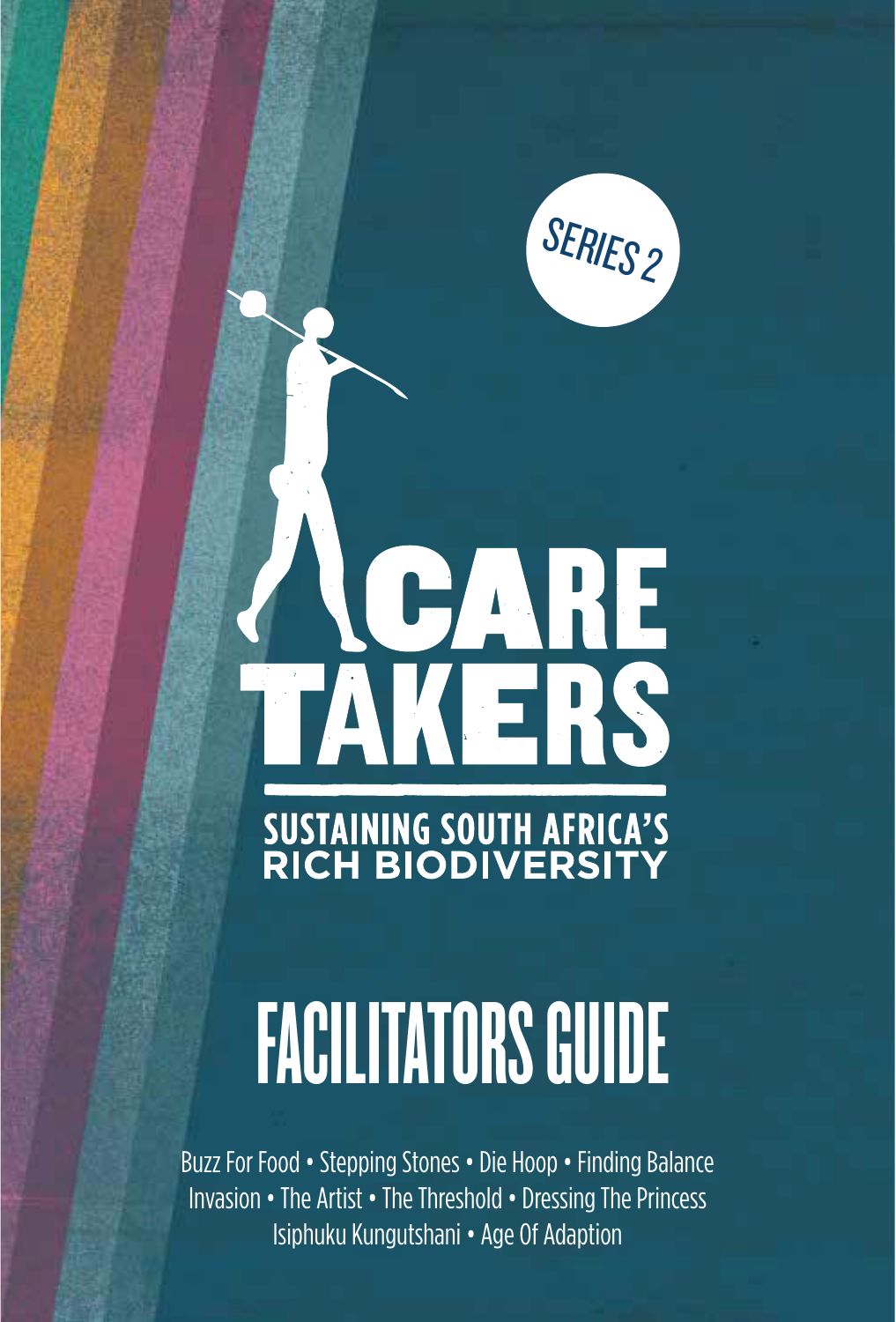SERIES 2

# CARE TAKERS

## SUSTAINING SOUTH AFRICA'S RICH BIODIVERSITY

# FACILITATORS GUIDE

Buzz For Food • Stepping Stones • Die Hoop • Finding Balance
Invasion • The Artist • The Threshold • Dressing The Princess
Isiphuku Kungutshani • Age Of Adaption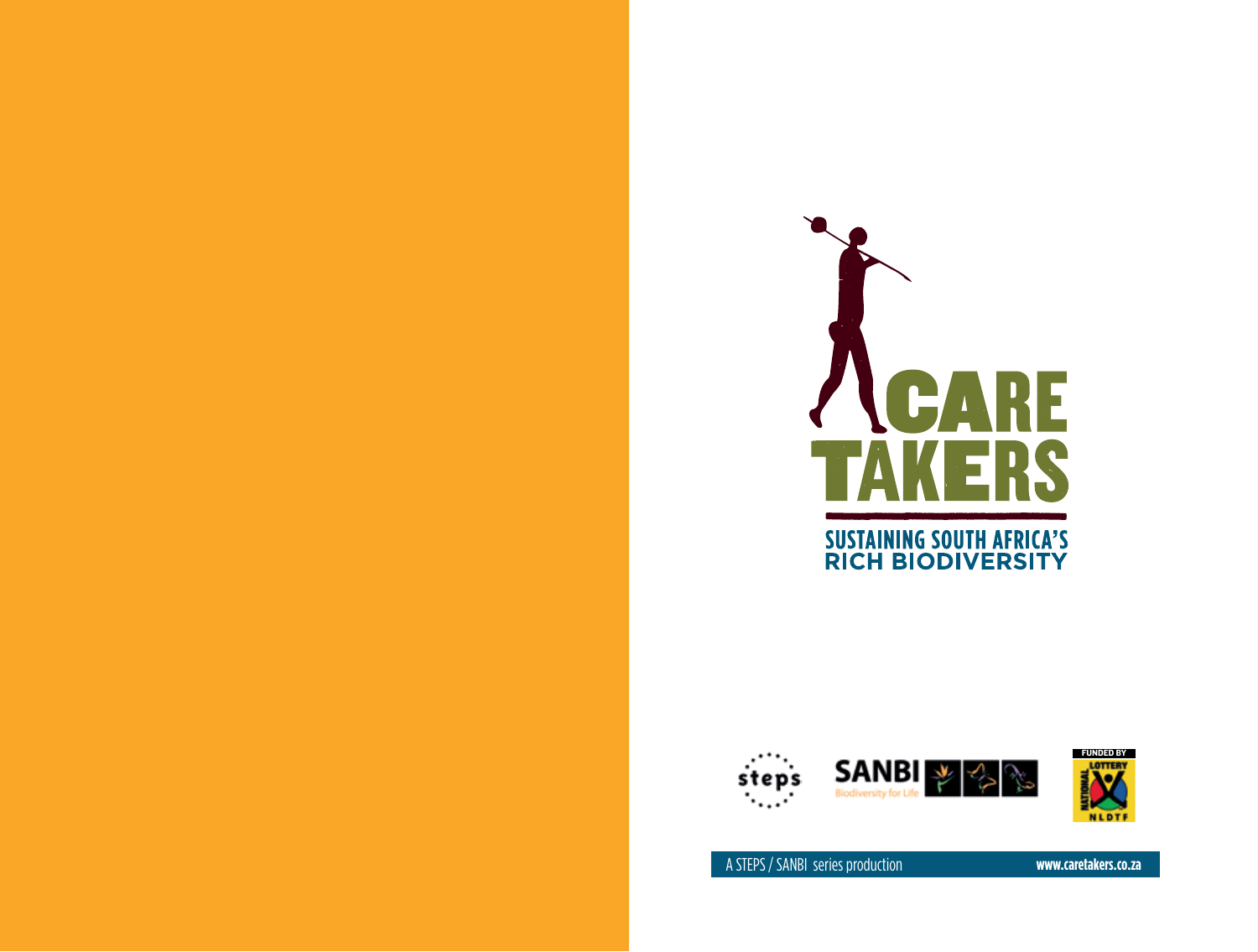# CARE TAKERS

## SUSTAINING SOUTH AFRICA'S RICH BIODIVERSITY

steps

SANBI Biodiversity for Life

FUNDED BY NATIONAL LOTTERY NLDTF

A STEPS / SANBI series production

**www.caretakers.co.za**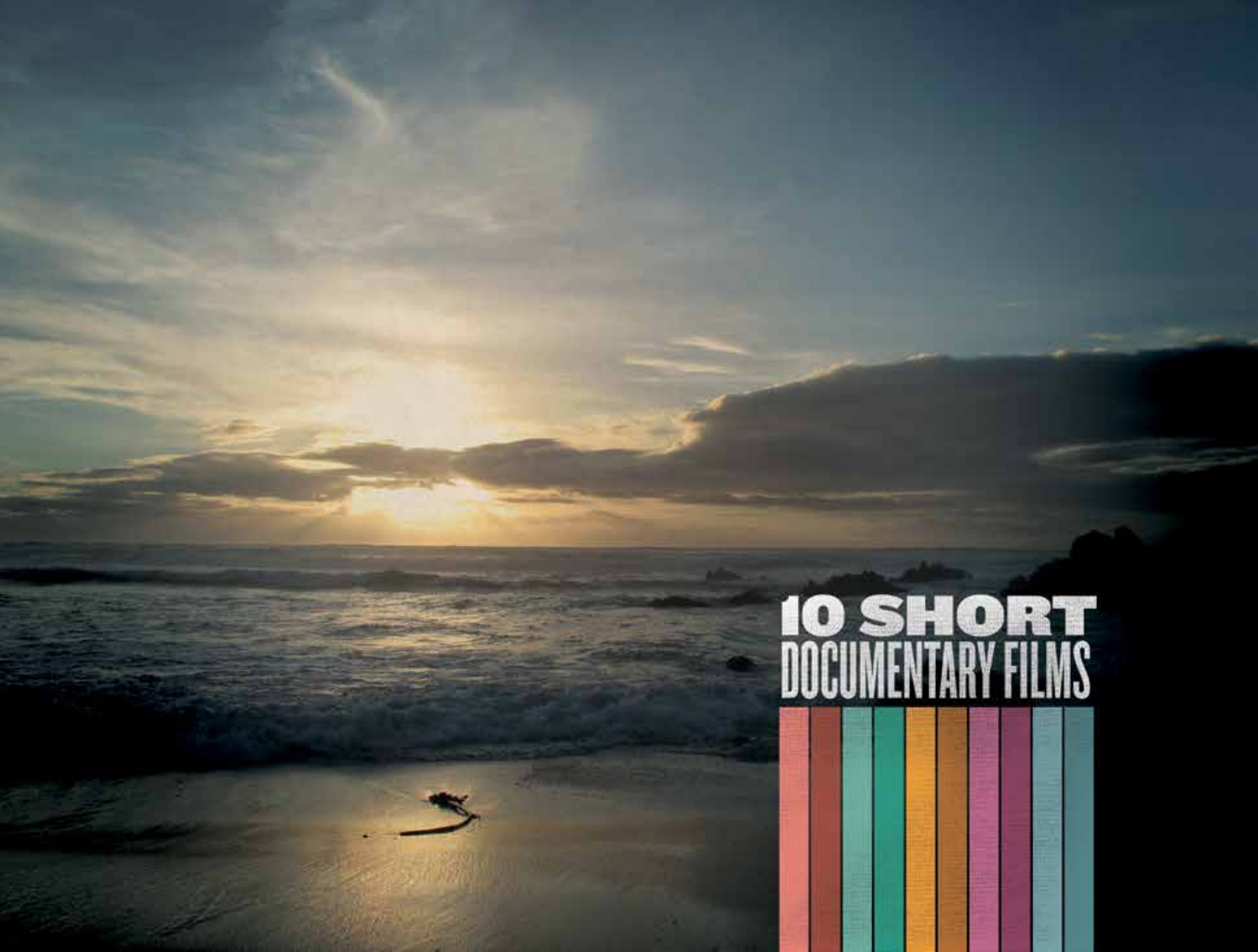# 10 SHORT DOCUMENTARY FILMS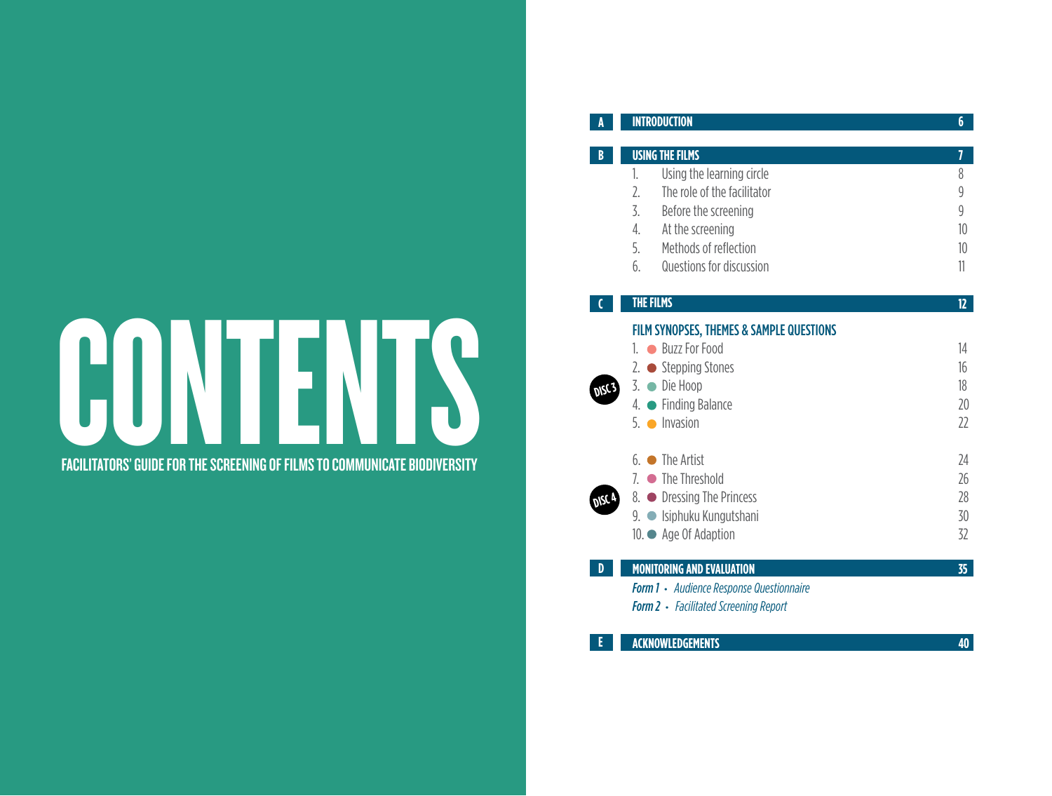# CONTENTS

**FACILITATORS' GUIDE FOR THE SCREENING OF FILMS TO COMMUNICATE BIODIVERSITY**

| | | |
|---|---|---|
| **A** | **INTRODUCTION** | **6** |
| **B** | **USING THE FILMS** | **7** |
| | 1. Using the learning circle | 8 |
| | 2. The role of the facilitator | 9 |
| | 3. Before the screening | 9 |
| | 4. At the screening | 10 |
| | 5. Methods of reflection | 10 |
| | 6. Questions for discussion | 11 |
| **C** | **THE FILMS** | **12** |
| | **FILM SYNOPSES, THEMES & SAMPLE QUESTIONS** | |
| DISC 3 | 1. Buzz For Food | 14 |
| | 2. Stepping Stones | 16 |
| | 3. Die Hoop | 18 |
| | 4. Finding Balance | 20 |
| | 5. Invasion | 22 |
| DISC 4 | 6. The Artist | 24 |
| | 7. The Threshold | 26 |
| | 8. Dressing The Princess | 28 |
| | 9. Isiphuku Kungutshani | 30 |
| | 10. Age Of Adaption | 32 |
| **D** | **MONITORING AND EVALUATION** | **35** |
| | ***Form 1*** • *Audience Response Questionnaire* | |
| | ***Form 2*** • *Facilitated Screening Report* | |
| **E** | **ACKNOWLEDGEMENTS** | **40** |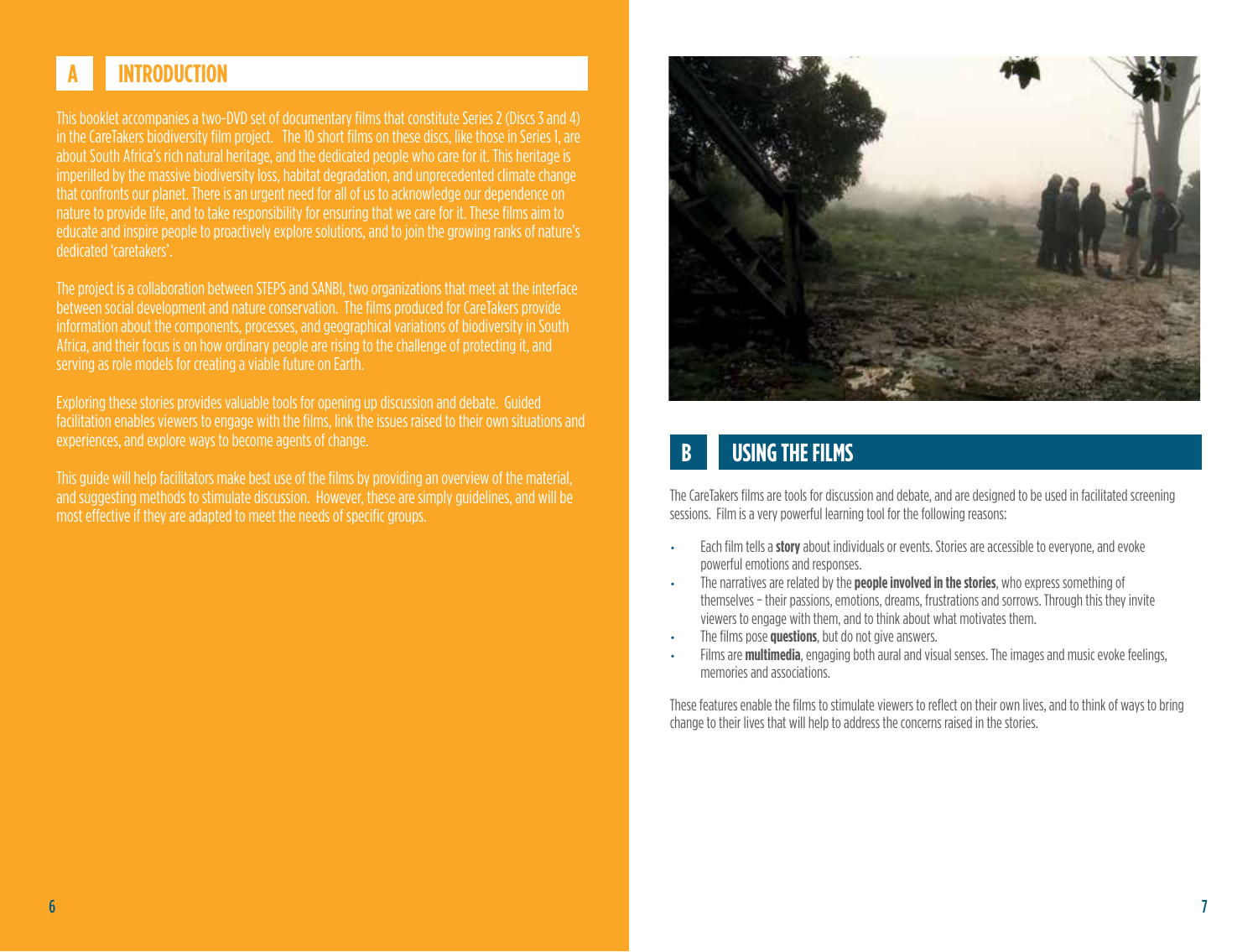## A INTRODUCTION

This booklet accompanies a two-DVD set of documentary films that constitute Series 2 (Discs 3 and 4) in the CareTakers biodiversity film project. The 10 short films on these discs, like those in Series 1, are about South Africa's rich natural heritage, and the dedicated people who care for it. This heritage is imperilled by the massive biodiversity loss, habitat degradation, and unprecedented climate change that confronts our planet. There is an urgent need for all of us to acknowledge our dependence on nature to provide life, and to take responsibility for ensuring that we care for it. These films aim to educate and inspire people to proactively explore solutions, and to join the growing ranks of nature's dedicated 'caretakers'.

The project is a collaboration between STEPS and SANBI, two organizations that meet at the interface between social development and nature conservation. The films produced for CareTakers provide information about the components, processes, and geographical variations of biodiversity in South Africa, and their focus is on how ordinary people are rising to the challenge of protecting it, and serving as role models for creating a viable future on Earth.

Exploring these stories provides valuable tools for opening up discussion and debate. Guided facilitation enables viewers to engage with the films, link the issues raised to their own situations and experiences, and explore ways to become agents of change.

This guide will help facilitators make best use of the films by providing an overview of the material, and suggesting methods to stimulate discussion. However, these are simply guidelines, and will be most effective if they are adapted to meet the needs of specific groups.

## B USING THE FILMS

The CareTakers films are tools for discussion and debate, and are designed to be used in facilitated screening sessions. Film is a very powerful learning tool for the following reasons:

- Each film tells a **story** about individuals or events. Stories are accessible to everyone, and evoke powerful emotions and responses.
- The narratives are related by the **people involved in the stories**, who express something of themselves – their passions, emotions, dreams, frustrations and sorrows. Through this they invite viewers to engage with them, and to think about what motivates them.
- The films pose **questions**, but do not give answers.
- Films are **multimedia**, engaging both aural and visual senses. The images and music evoke feelings, memories and associations.

These features enable the films to stimulate viewers to reflect on their own lives, and to think of ways to bring change to their lives that will help to address the concerns raised in the stories.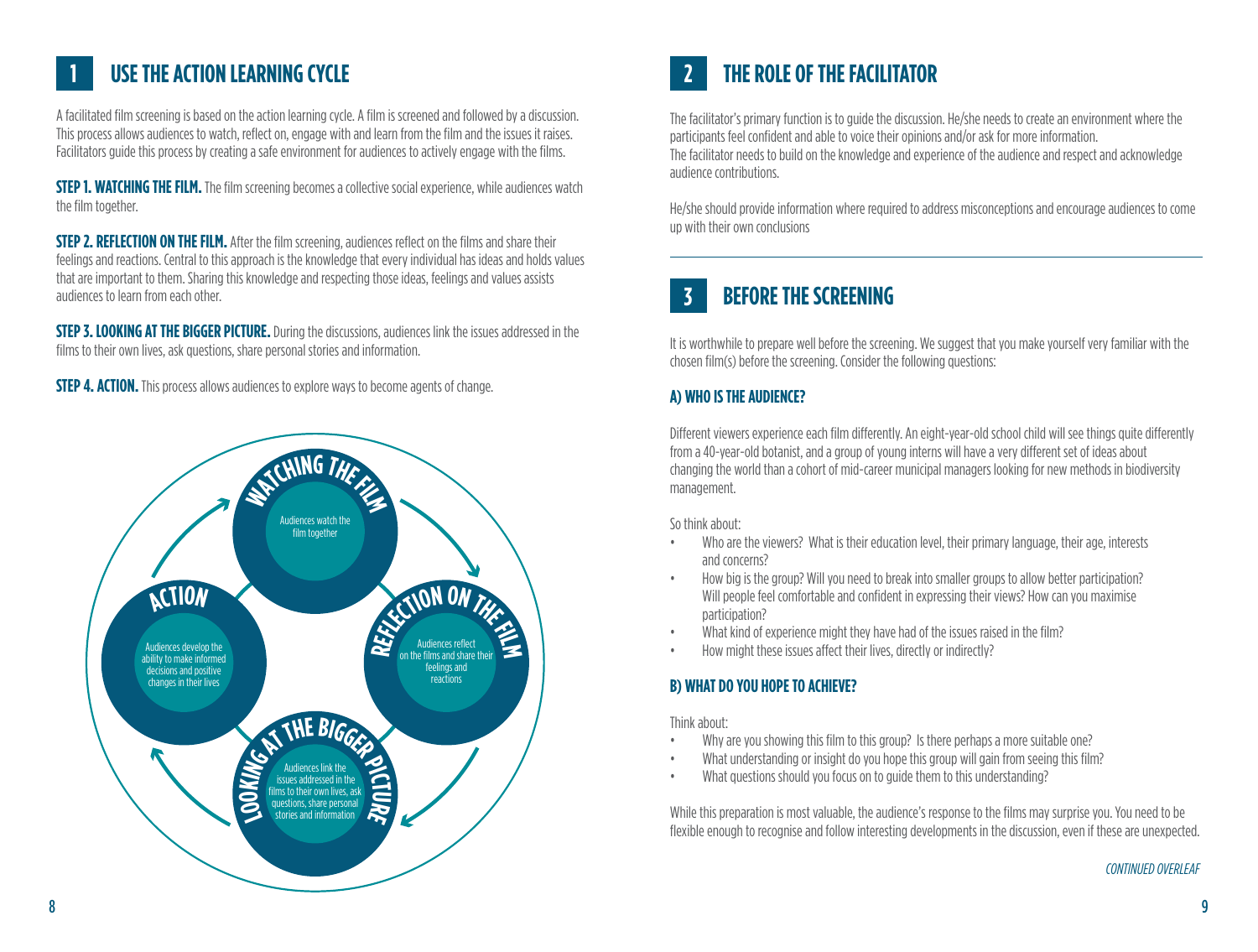# 1 USE THE ACTION LEARNING CYCLE

A facilitated film screening is based on the action learning cycle. A film is screened and followed by a discussion. This process allows audiences to watch, reflect on, engage with and learn from the film and the issues it raises. Facilitators guide this process by creating a safe environment for audiences to actively engage with the films.

**STEP 1. WATCHING THE FILM.** The film screening becomes a collective social experience, while audiences watch the film together.

**STEP 2. REFLECTION ON THE FILM.** After the film screening, audiences reflect on the films and share their feelings and reactions. Central to this approach is the knowledge that every individual has ideas and holds values that are important to them. Sharing this knowledge and respecting those ideas, feelings and values assists audiences to learn from each other.

**STEP 3. LOOKING AT THE BIGGER PICTURE.** During the discussions, audiences link the issues addressed in the films to their own lives, ask questions, share personal stories and information.

**STEP 4. ACTION.** This process allows audiences to explore ways to become agents of change.

**WATCHING THE FILM** – Audiences watch the film together

**REFLECTION ON THE FILM** – Audiences reflect on the films and share their feelings and reactions

**LOOKING AT THE BIGGER PICTURE** – Audiences link the issues addressed in the films to their own lives, ask questions, share personal stories and information

**ACTION** – Audiences develop the ability to make informed decisions and positive changes in their lives

# 2 THE ROLE OF THE FACILITATOR

The facilitator's primary function is to guide the discussion. He/she needs to create an environment where the participants feel confident and able to voice their opinions and/or ask for more information. The facilitator needs to build on the knowledge and experience of the audience and respect and acknowledge audience contributions.

He/she should provide information where required to address misconceptions and encourage audiences to come up with their own conclusions

# 3 BEFORE THE SCREENING

It is worthwhile to prepare well before the screening. We suggest that you make yourself very familiar with the chosen film(s) before the screening. Consider the following questions:

### A) WHO IS THE AUDIENCE?

Different viewers experience each film differently. An eight-year-old school child will see things quite differently from a 40-year-old botanist, and a group of young interns will have a very different set of ideas about changing the world than a cohort of mid-career municipal managers looking for new methods in biodiversity management.

So think about:

- Who are the viewers? What is their education level, their primary language, their age, interests and concerns?
- How big is the group? Will you need to break into smaller groups to allow better participation? Will people feel comfortable and confident in expressing their views? How can you maximise participation?
- What kind of experience might they have had of the issues raised in the film?
- How might these issues affect their lives, directly or indirectly?

### B) WHAT DO YOU HOPE TO ACHIEVE?

Think about:

- Why are you showing this film to this group? Is there perhaps a more suitable one?
- What understanding or insight do you hope this group will gain from seeing this film?
- What questions should you focus on to guide them to this understanding?

While this preparation is most valuable, the audience's response to the films may surprise you. You need to be flexible enough to recognise and follow interesting developments in the discussion, even if these are unexpected.

*CONTINUED OVERLEAF*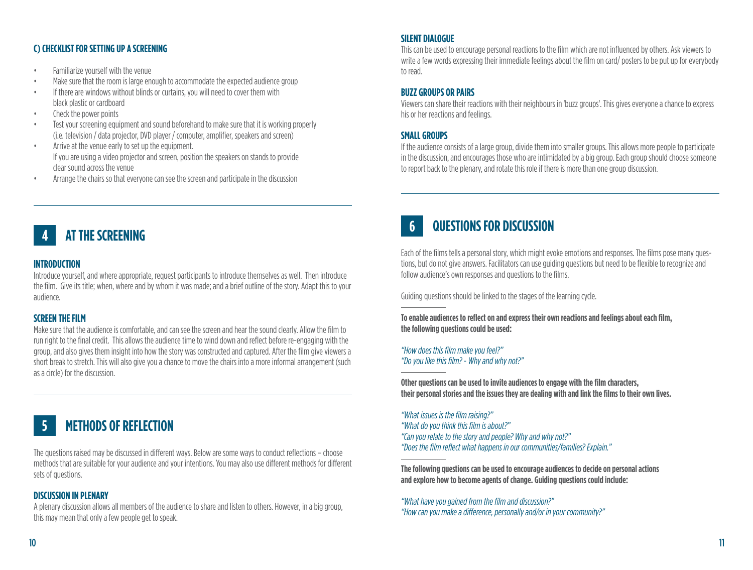### C) CHECKLIST FOR SETTING UP A SCREENING

- Familiarize yourself with the venue
- Make sure that the room is large enough to accommodate the expected audience group
- If there are windows without blinds or curtains, you will need to cover them with black plastic or cardboard
- Check the power points
- Test your screening equipment and sound beforehand to make sure that it is working properly (i.e. television / data projector, DVD player / computer, amplifier, speakers and screen)
- Arrive at the venue early to set up the equipment. If you are using a video projector and screen, position the speakers on stands to provide clear sound across the venue
- Arrange the chairs so that everyone can see the screen and participate in the discussion

## 4 AT THE SCREENING

### INTRODUCTION

Introduce yourself, and where appropriate, request participants to introduce themselves as well. Then introduce the film. Give its title; when, where and by whom it was made; and a brief outline of the story. Adapt this to your audience.

### SCREEN THE FILM

Make sure that the audience is comfortable, and can see the screen and hear the sound clearly. Allow the film to run right to the final credit. This allows the audience time to wind down and reflect before re-engaging with the group, and also gives them insight into how the story was constructed and captured. After the film give viewers a short break to stretch. This will also give you a chance to move the chairs into a more informal arrangement (such as a circle) for the discussion.

## 5 METHODS OF REFLECTION

The questions raised may be discussed in different ways. Below are some ways to conduct reflections – choose methods that are suitable for your audience and your intentions. You may also use different methods for different sets of questions.

### DISCUSSION IN PLENARY

A plenary discussion allows all members of the audience to share and listen to others. However, in a big group, this may mean that only a few people get to speak.

### SILENT DIALOGUE

This can be used to encourage personal reactions to the film which are not influenced by others. Ask viewers to write a few words expressing their immediate feelings about the film on card/ posters to be put up for everybody to read.

### BUZZ GROUPS OR PAIRS

Viewers can share their reactions with their neighbours in 'buzz groups'. This gives everyone a chance to express his or her reactions and feelings.

### SMALL GROUPS

If the audience consists of a large group, divide them into smaller groups. This allows more people to participate in the discussion, and encourages those who are intimidated by a big group. Each group should choose someone to report back to the plenary, and rotate this role if there is more than one group discussion.

## 6 QUESTIONS FOR DISCUSSION

Each of the films tells a personal story, which might evoke emotions and responses. The films pose many questions, but do not give answers. Facilitators can use guiding questions but need to be flexible to recognize and follow audience's own responses and questions to the films.

Guiding questions should be linked to the stages of the learning cycle.

**To enable audiences to reflect on and express their own reactions and feelings about each film, the following questions could be used:**

*"How does this film make you feel?"*
*"Do you like this film? - Why and why not?"*

**Other questions can be used to invite audiences to engage with the film characters, their personal stories and the issues they are dealing with and link the films to their own lives.**

*"What issues is the film raising?"*
*"What do you think this film is about?"*
*"Can you relate to the story and people? Why and why not?"*
*"Does the film reflect what happens in our communities/families? Explain."*

**The following questions can be used to encourage audiences to decide on personal actions and explore how to become agents of change. Guiding questions could include:**

*"What have you gained from the film and discussion?"*
*"How can you make a difference, personally and/or in your community?"*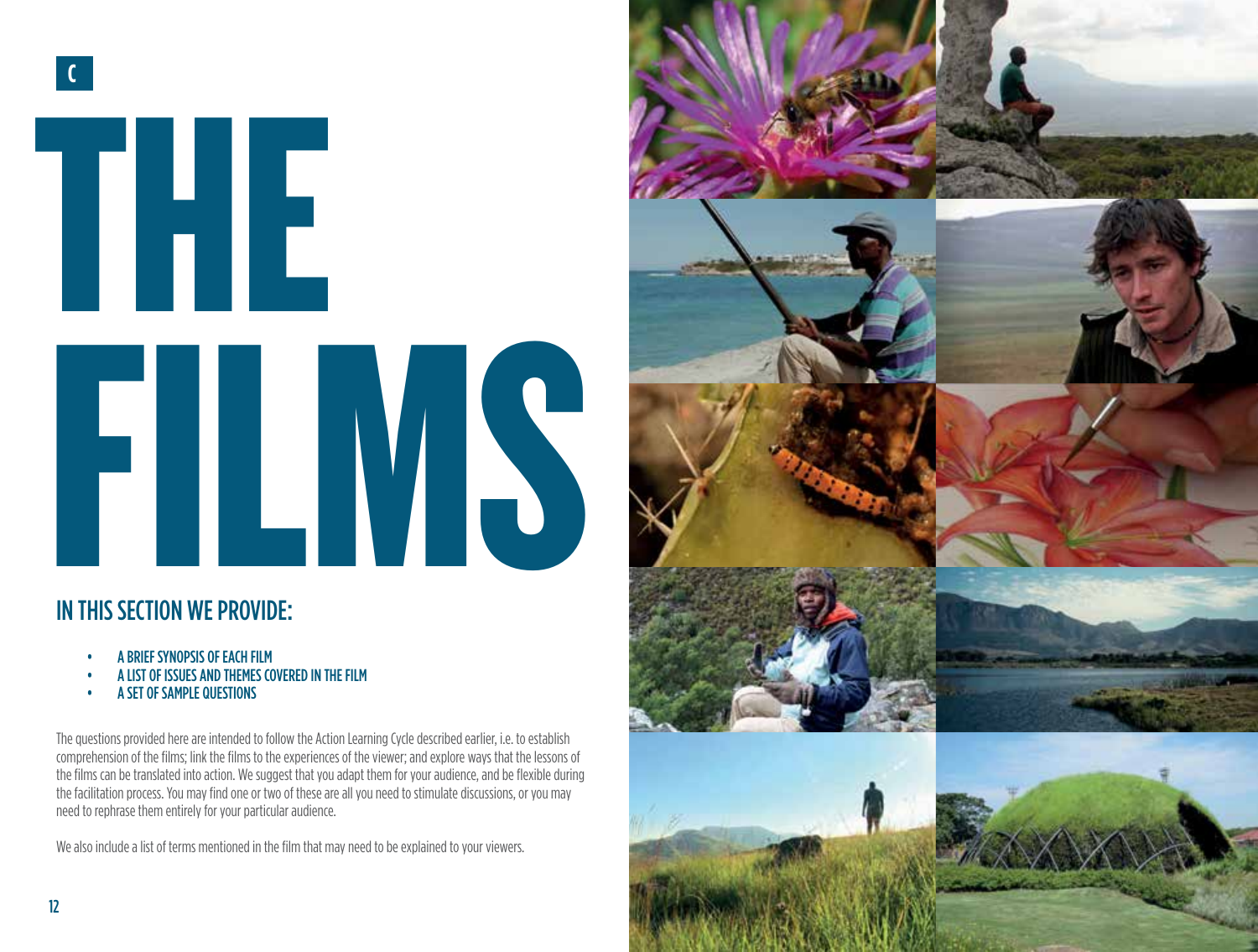C

# THE FILMS

## IN THIS SECTION WE PROVIDE:

- A BRIEF SYNOPSIS OF EACH FILM
- A LIST OF ISSUES AND THEMES COVERED IN THE FILM
- A SET OF SAMPLE QUESTIONS

The questions provided here are intended to follow the Action Learning Cycle described earlier, i.e. to establish comprehension of the films; link the films to the experiences of the viewer; and explore ways that the lessons of the films can be translated into action. We suggest that you adapt them for your audience, and be flexible during the facilitation process. You may find one or two of these are all you need to stimulate discussions, or you may need to rephrase them entirely for your particular audience.

We also include a list of terms mentioned in the film that may need to be explained to your viewers.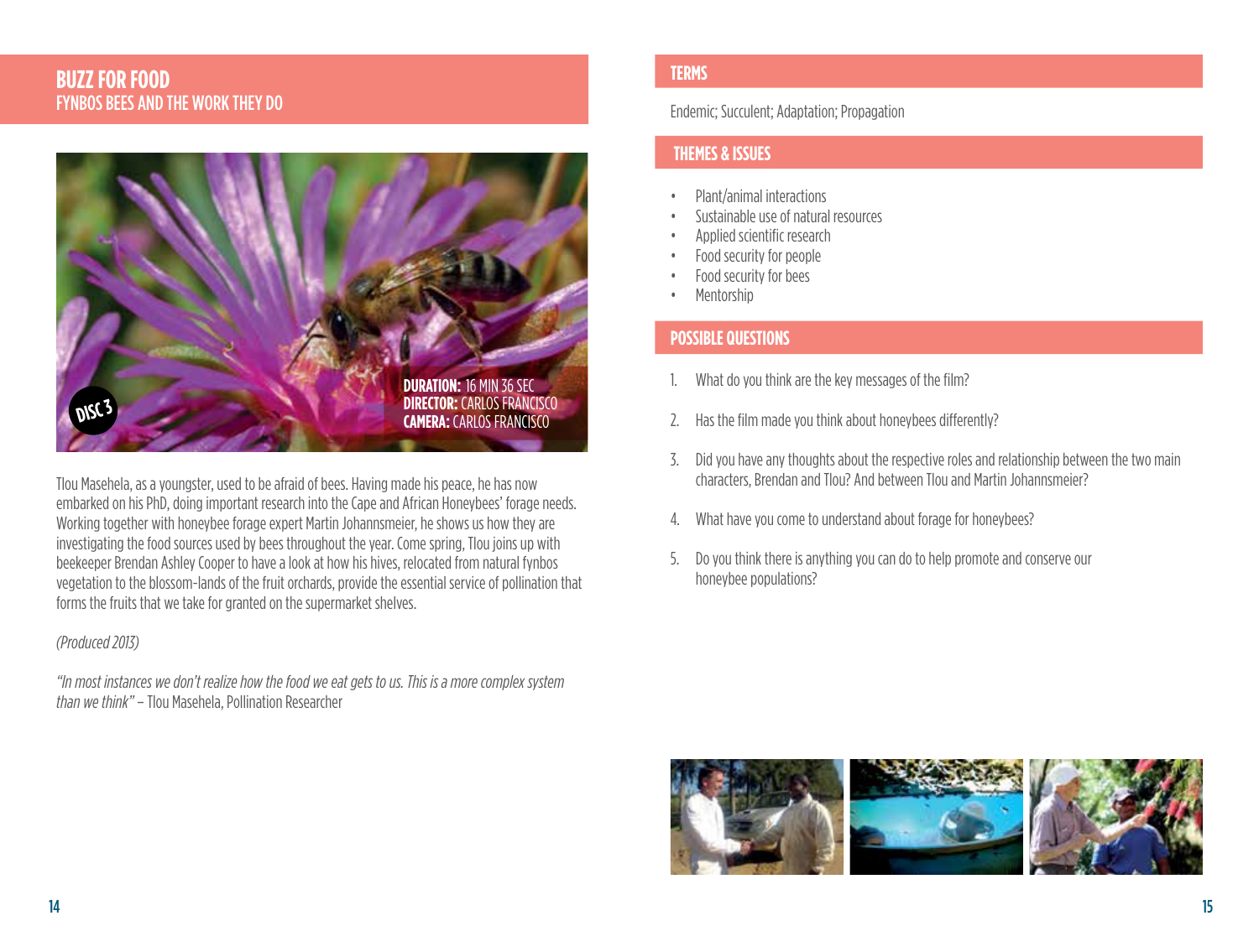# BUZZ FOR FOOD

## FYNBOS BEES AND THE WORK THEY DO

DISC 3

**DURATION:** 16 MIN 36 SEC
**DIRECTOR:** CARLOS FRANCISCO
**CAMERA:** CARLOS FRANCISCO

Tlou Masehela, as a youngster, used to be afraid of bees. Having made his peace, he has now embarked on his PhD, doing important research into the Cape and African Honeybees' forage needs. Working together with honeybee forage expert Martin Johannsmeier, he shows us how they are investigating the food sources used by bees throughout the year. Come spring, Tlou joins up with beekeeper Brendan Ashley Cooper to have a look at how his hives, relocated from natural fynbos vegetation to the blossom-lands of the fruit orchards, provide the essential service of pollination that forms the fruits that we take for granted on the supermarket shelves.

*(Produced 2013)*

*"In most instances we don't realize how the food we eat gets to us. This is a more complex system than we think"* – Tlou Masehela, Pollination Researcher

## TERMS

Endemic; Succulent; Adaptation; Propagation

## THEMES & ISSUES

- Plant/animal interactions
- Sustainable use of natural resources
- Applied scientific research
- Food security for people
- Food security for bees
- Mentorship

## POSSIBLE QUESTIONS

1. What do you think are the key messages of the film?
2. Has the film made you think about honeybees differently?
3. Did you have any thoughts about the respective roles and relationship between the two main characters, Brendan and Tlou? And between Tlou and Martin Johannsmeier?
4. What have you come to understand about forage for honeybees?
5. Do you think there is anything you can do to help promote and conserve our honeybee populations?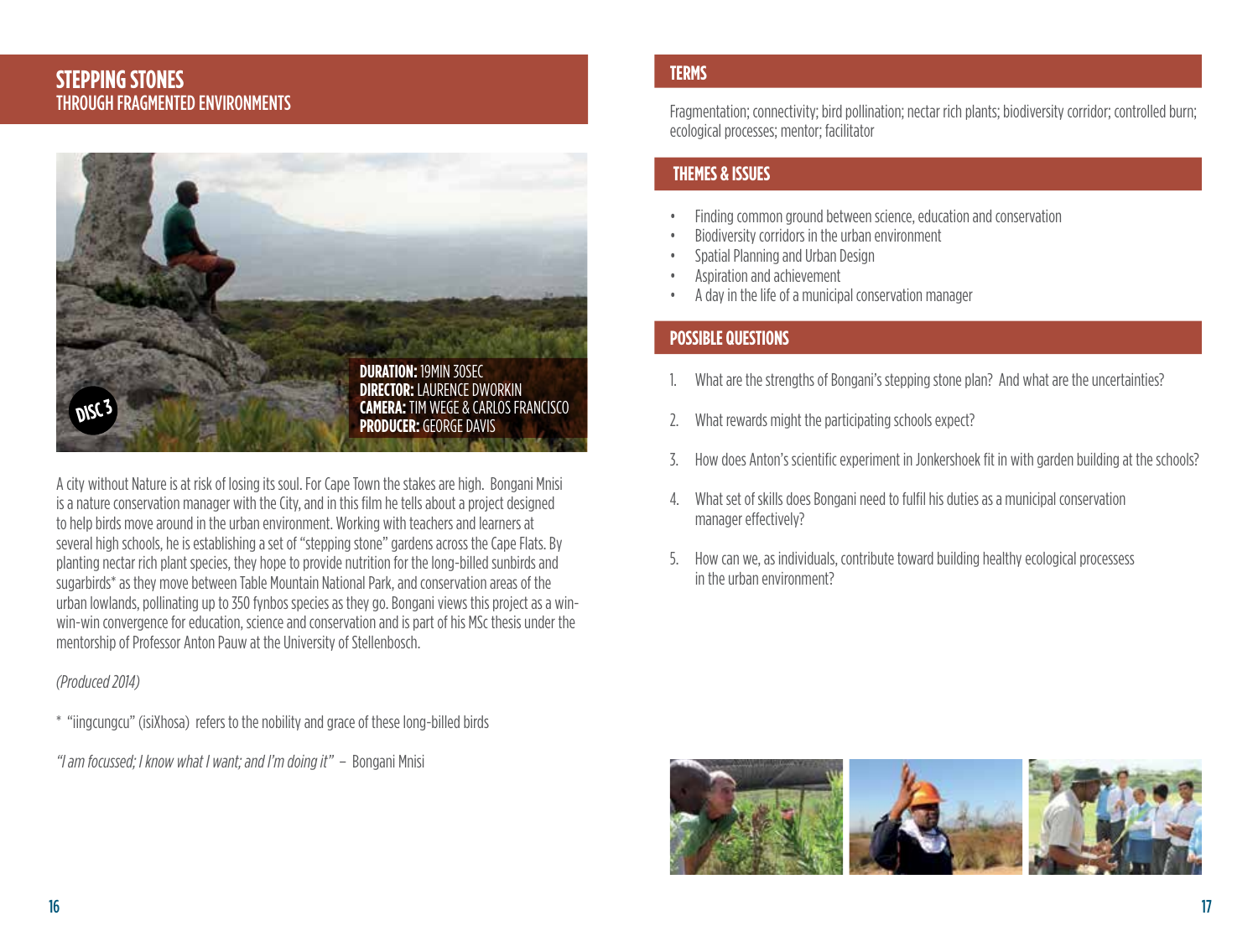# STEPPING STONES
## THROUGH FRAGMENTED ENVIRONMENTS

DISC 3

**DURATION:** 19MIN 30SEC
**DIRECTOR:** LAURENCE DWORKIN
**CAMERA:** TIM WEGE & CARLOS FRANCISCO
**PRODUCER:** GEORGE DAVIS

A city without Nature is at risk of losing its soul. For Cape Town the stakes are high. Bongani Mnisi is a nature conservation manager with the City, and in this film he tells about a project designed to help birds move around in the urban environment. Working with teachers and learners at several high schools, he is establishing a set of "stepping stone" gardens across the Cape Flats. By planting nectar rich plant species, they hope to provide nutrition for the long-billed sunbirds and sugarbirds* as they move between Table Mountain National Park, and conservation areas of the urban lowlands, pollinating up to 350 fynbos species as they go. Bongani views this project as a win-win-win convergence for education, science and conservation and is part of his MSc thesis under the mentorship of Professor Anton Pauw at the University of Stellenbosch.

*(Produced 2014)*

* "iingcungcu" (isiXhosa) refers to the nobility and grace of these long-billed birds

*"I am focussed; I know what I want; and I'm doing it"* – Bongani Mnisi

## TERMS

Fragmentation; connectivity; bird pollination; nectar rich plants; biodiversity corridor; controlled burn; ecological processes; mentor; facilitator

## THEMES & ISSUES

- Finding common ground between science, education and conservation
- Biodiversity corridors in the urban environment
- Spatial Planning and Urban Design
- Aspiration and achievement
- A day in the life of a municipal conservation manager

## POSSIBLE QUESTIONS

1. What are the strengths of Bongani's stepping stone plan? And what are the uncertainties?
2. What rewards might the participating schools expect?
3. How does Anton's scientific experiment in Jonkershoek fit in with garden building at the schools?
4. What set of skills does Bongani need to fulfil his duties as a municipal conservation manager effectively?
5. How can we, as individuals, contribute toward building healthy ecological processess in the urban environment?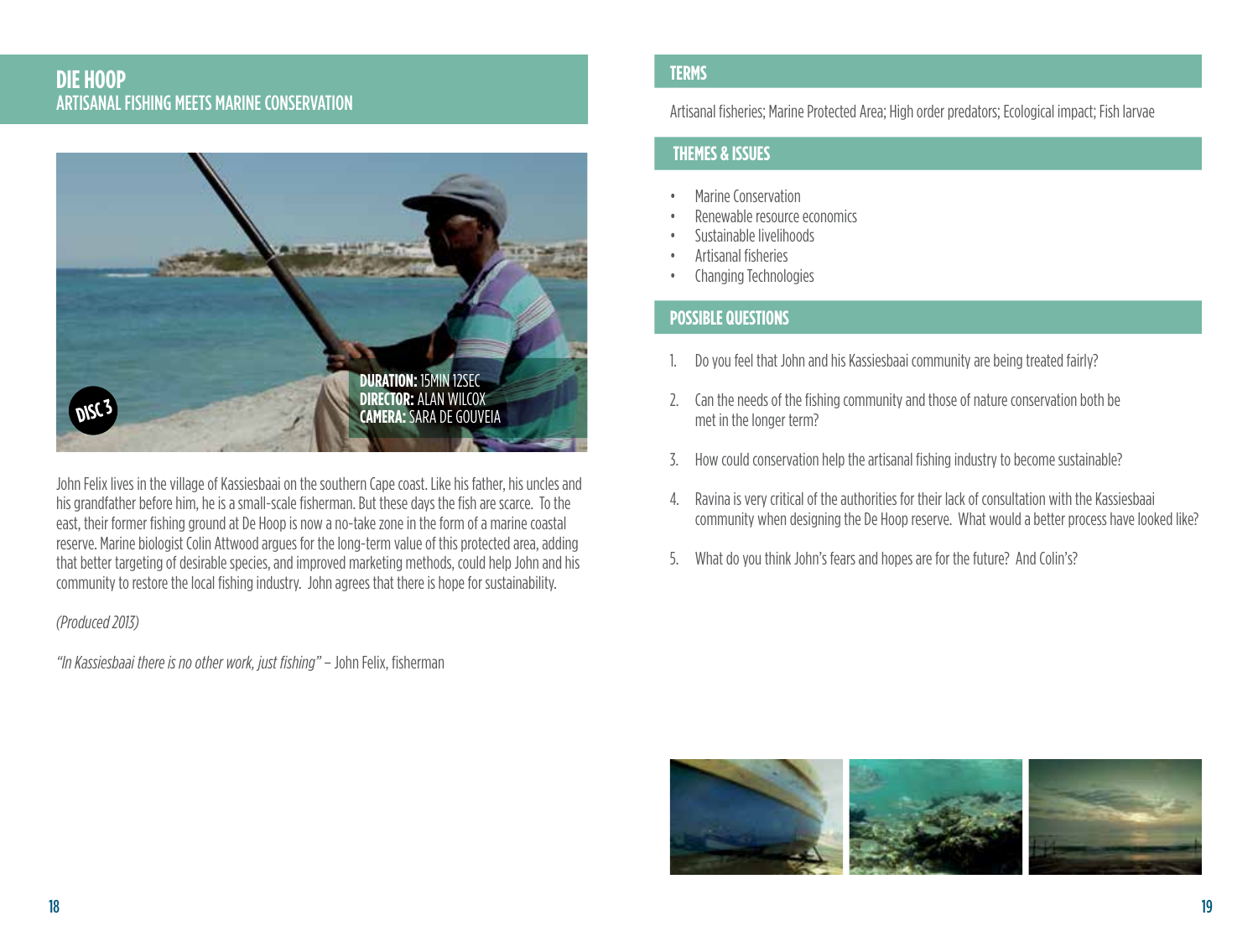# DIE HOOP

## ARTISANAL FISHING MEETS MARINE CONSERVATION

DISC 3

**DURATION:** 15MIN 12SEC
**DIRECTOR:** ALAN WILCOX
**CAMERA:** SARA DE GOUVEIA

John Felix lives in the village of Kassiesbaai on the southern Cape coast. Like his father, his uncles and his grandfather before him, he is a small-scale fisherman. But these days the fish are scarce. To the east, their former fishing ground at De Hoop is now a no-take zone in the form of a marine coastal reserve. Marine biologist Colin Attwood argues for the long-term value of this protected area, adding that better targeting of desirable species, and improved marketing methods, could help John and his community to restore the local fishing industry. John agrees that there is hope for sustainability.

*(Produced 2013)*

*"In Kassiesbaai there is no other work, just fishing"* – John Felix, fisherman

## TERMS

Artisanal fisheries; Marine Protected Area; High order predators; Ecological impact; Fish larvae

## THEMES & ISSUES

- Marine Conservation
- Renewable resource economics
- Sustainable livelihoods
- Artisanal fisheries
- Changing Technologies

## POSSIBLE QUESTIONS

1. Do you feel that John and his Kassiesbaai community are being treated fairly?
2. Can the needs of the fishing community and those of nature conservation both be met in the longer term?
3. How could conservation help the artisanal fishing industry to become sustainable?
4. Ravina is very critical of the authorities for their lack of consultation with the Kassiesbaai community when designing the De Hoop reserve. What would a better process have looked like?
5. What do you think John's fears and hopes are for the future? And Colin's?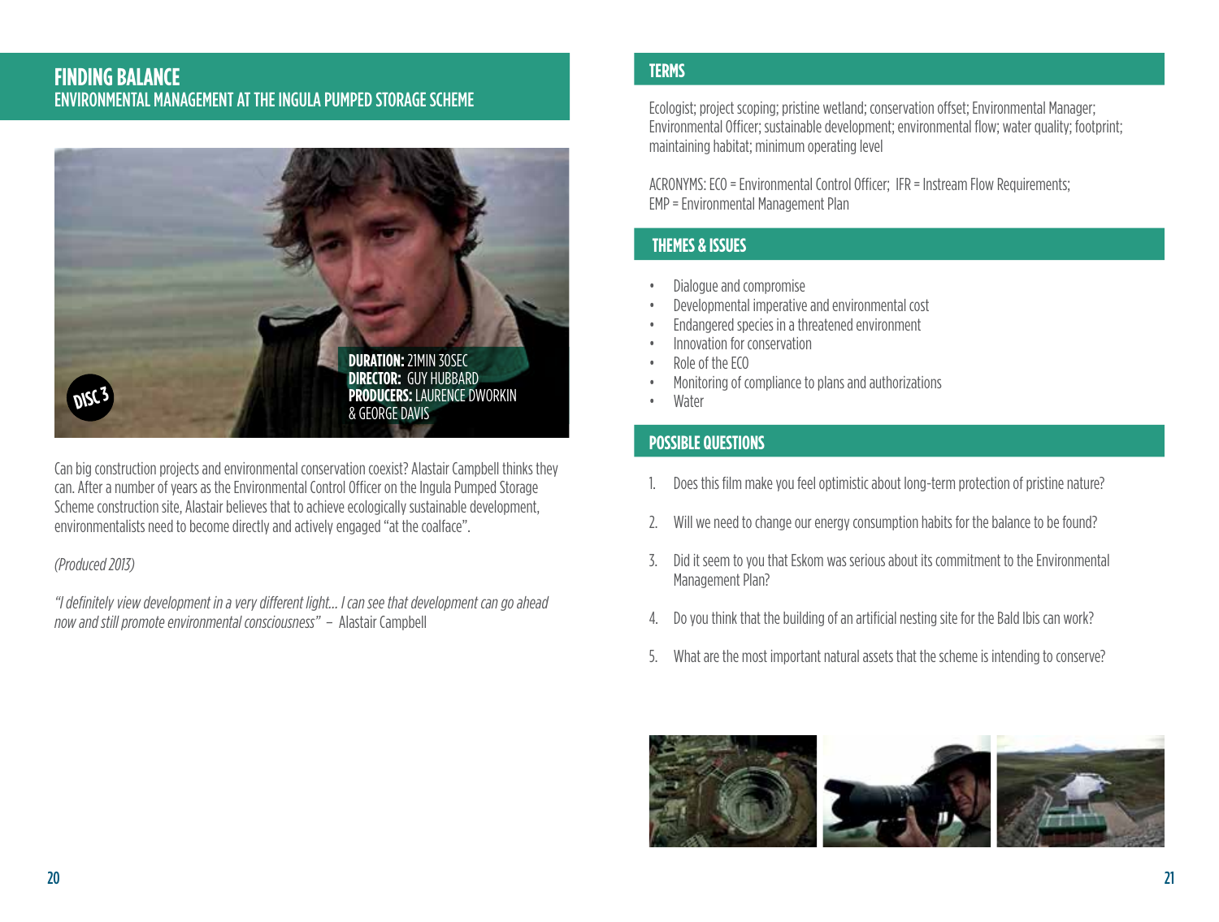# FINDING BALANCE

## ENVIRONMENTAL MANAGEMENT AT THE INGULA PUMPED STORAGE SCHEME

DISC 3

**DURATION:** 21MIN 30SEC
**DIRECTOR:** GUY HUBBARD
**PRODUCERS:** LAURENCE DWORKIN & GEORGE DAVIS

Can big construction projects and environmental conservation coexist? Alastair Campbell thinks they can. After a number of years as the Environmental Control Officer on the Ingula Pumped Storage Scheme construction site, Alastair believes that to achieve ecologically sustainable development, environmentalists need to become directly and actively engaged "at the coalface".

*(Produced 2013)*

*"I definitely view development in a very different light... I can see that development can go ahead now and still promote environmental consciousness"* – Alastair Campbell

## TERMS

Ecologist; project scoping; pristine wetland; conservation offset; Environmental Manager; Environmental Officer; sustainable development; environmental flow; water quality; footprint; maintaining habitat; minimum operating level

ACRONYMS: ECO = Environmental Control Officer; IFR = Instream Flow Requirements; EMP = Environmental Management Plan

## THEMES & ISSUES

- Dialogue and compromise
- Developmental imperative and environmental cost
- Endangered species in a threatened environment
- Innovation for conservation
- Role of the ECO
- Monitoring of compliance to plans and authorizations
- Water

## POSSIBLE QUESTIONS

1. Does this film make you feel optimistic about long-term protection of pristine nature?
2. Will we need to change our energy consumption habits for the balance to be found?
3. Did it seem to you that Eskom was serious about its commitment to the Environmental Management Plan?
4. Do you think that the building of an artificial nesting site for the Bald Ibis can work?
5. What are the most important natural assets that the scheme is intending to conserve?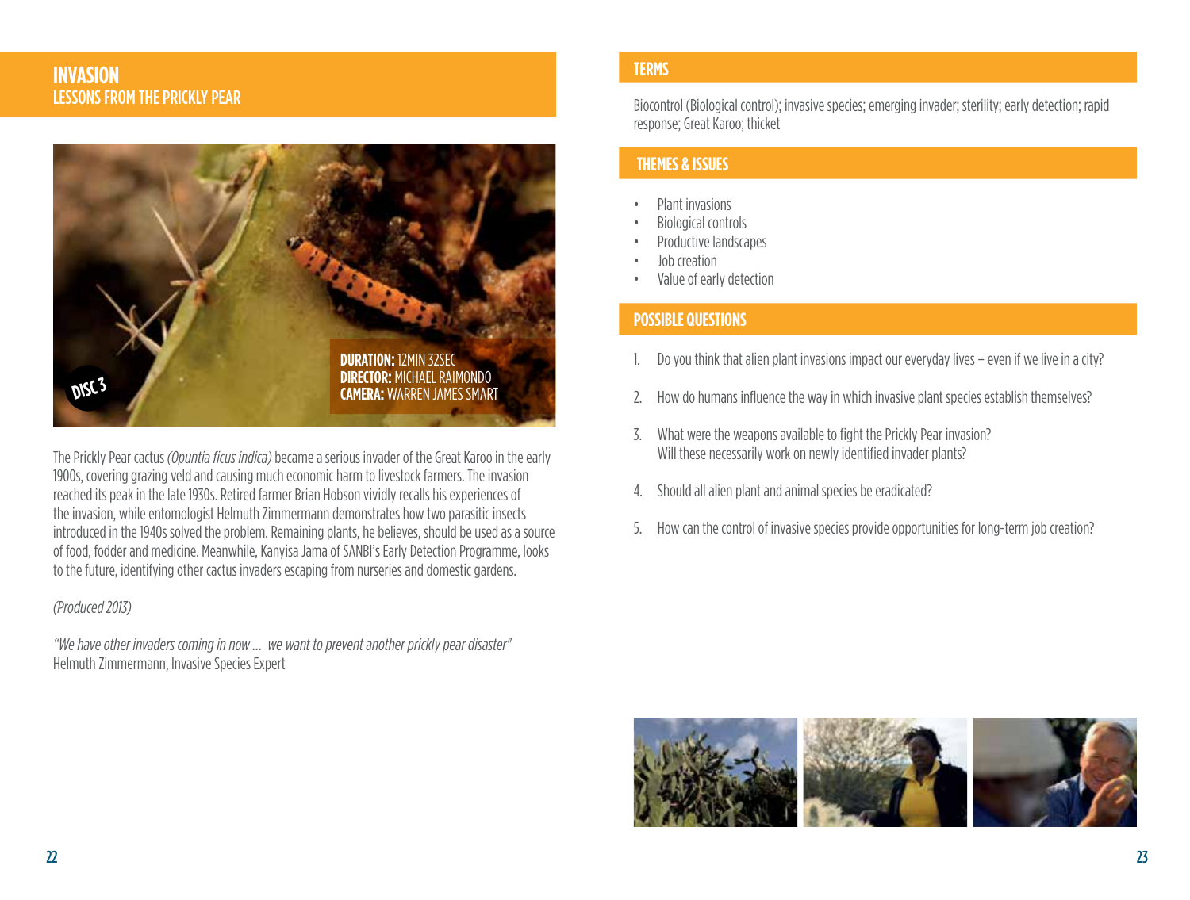# INVASION
## LESSONS FROM THE PRICKLY PEAR

DISC 3

**DURATION:** 12MIN 32SEC
**DIRECTOR:** MICHAEL RAIMONDO
**CAMERA:** WARREN JAMES SMART

The Prickly Pear cactus *(Opuntia ficus indica)* became a serious invader of the Great Karoo in the early 1900s, covering grazing veld and causing much economic harm to livestock farmers. The invasion reached its peak in the late 1930s. Retired farmer Brian Hobson vividly recalls his experiences of the invasion, while entomologist Helmuth Zimmermann demonstrates how two parasitic insects introduced in the 1940s solved the problem. Remaining plants, he believes, should be used as a source of food, fodder and medicine. Meanwhile, Kanyisa Jama of SANBI's Early Detection Programme, looks to the future, identifying other cactus invaders escaping from nurseries and domestic gardens.

*(Produced 2013)*

*"We have other invaders coming in now ... we want to prevent another prickly pear disaster"*
Helmuth Zimmermann, Invasive Species Expert

## TERMS

Biocontrol (Biological control); invasive species; emerging invader; sterility; early detection; rapid response; Great Karoo; thicket

## THEMES & ISSUES

- Plant invasions
- Biological controls
- Productive landscapes
- Job creation
- Value of early detection

## POSSIBLE QUESTIONS

1. Do you think that alien plant invasions impact our everyday lives – even if we live in a city?
2. How do humans influence the way in which invasive plant species establish themselves?
3. What were the weapons available to fight the Prickly Pear invasion? Will these necessarily work on newly identified invader plants?
4. Should all alien plant and animal species be eradicated?
5. How can the control of invasive species provide opportunities for long-term job creation?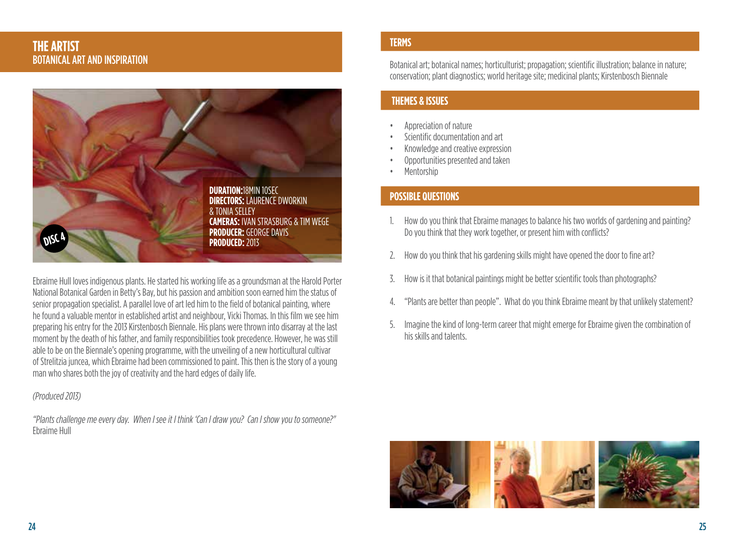# THE ARTIST

## BOTANICAL ART AND INSPIRATION

DISC 4

**DURATION:** 18MIN 10SEC
**DIRECTORS:** LAURENCE DWORKIN & TONIA SELLEY
**CAMERAS:** IVAN STRASBURG & TIM WEGE
**PRODUCER:** GEORGE DAVIS
**PRODUCED:** 2013

Ebraime Hull loves indigenous plants. He started his working life as a groundsman at the Harold Porter National Botanical Garden in Betty's Bay, but his passion and ambition soon earned him the status of senior propagation specialist. A parallel love of art led him to the field of botanical painting, where he found a valuable mentor in established artist and neighbour, Vicki Thomas. In this film we see him preparing his entry for the 2013 Kirstenbosch Biennale. His plans were thrown into disarray at the last moment by the death of his father, and family responsibilities took precedence. However, he was still able to be on the Biennale's opening programme, with the unveiling of a new horticultural cultivar of Strelitzia juncea, which Ebraime had been commissioned to paint. This then is the story of a young man who shares both the joy of creativity and the hard edges of daily life.

*(Produced 2013)*

*"Plants challenge me every day. When I see it I think 'Can I draw you? Can I show you to someone?"*
Ebraime Hull

## TERMS

Botanical art; botanical names; horticulturist; propagation; scientific illustration; balance in nature; conservation; plant diagnostics; world heritage site; medicinal plants; Kirstenbosch Biennale

## THEMES & ISSUES

- Appreciation of nature
- Scientific documentation and art
- Knowledge and creative expression
- Opportunities presented and taken
- Mentorship

## POSSIBLE QUESTIONS

1. How do you think that Ebraime manages to balance his two worlds of gardening and painting? Do you think that they work together, or present him with conflicts?
2. How do you think that his gardening skills might have opened the door to fine art?
3. How is it that botanical paintings might be better scientific tools than photographs?
4. "Plants are better than people". What do you think Ebraime meant by that unlikely statement?
5. Imagine the kind of long-term career that might emerge for Ebraime given the combination of his skills and talents.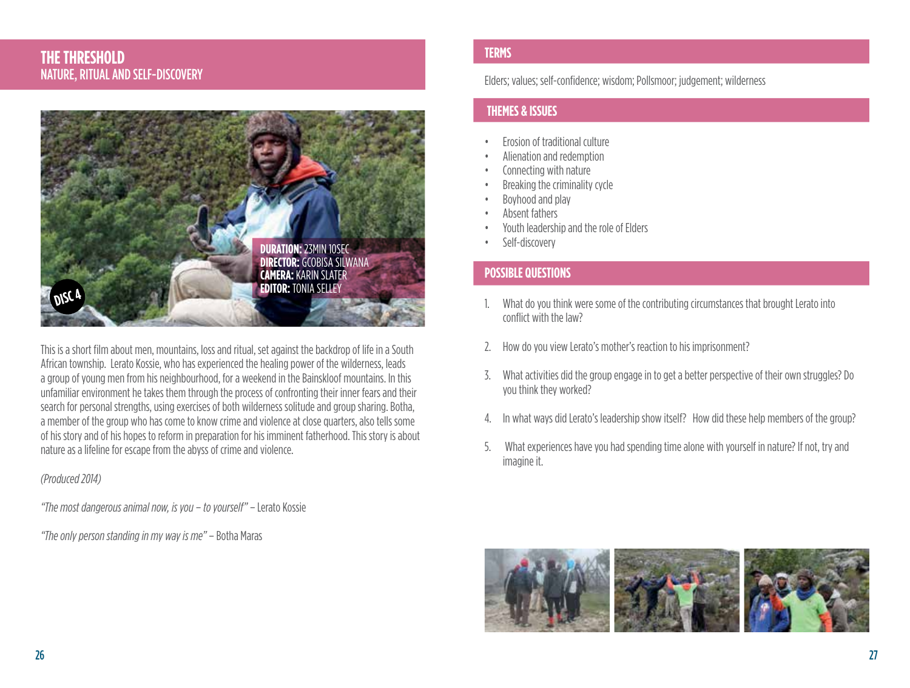# THE THRESHOLD

## NATURE, RITUAL AND SELF-DISCOVERY

**DURATION:** 23MIN 10SEC
**DIRECTOR:** GCOBISA SILWANA
**CAMERA:** KARIN SLATER
**EDITOR:** TONIA SELLEY

DISC 4

This is a short film about men, mountains, loss and ritual, set against the backdrop of life in a South African township. Lerato Kossie, who has experienced the healing power of the wilderness, leads a group of young men from his neighbourhood, for a weekend in the Bainskloof mountains. In this unfamiliar environment he takes them through the process of confronting their inner fears and their search for personal strengths, using exercises of both wilderness solitude and group sharing. Botha, a member of the group who has come to know crime and violence at close quarters, also tells some of his story and of his hopes to reform in preparation for his imminent fatherhood. This story is about nature as a lifeline for escape from the abyss of crime and violence.

*(Produced 2014)*

*"The most dangerous animal now, is you – to yourself"* – Lerato Kossie

*"The only person standing in my way is me"* – Botha Maras

## TERMS

Elders; values; self-confidence; wisdom; Pollsmoor; judgement; wilderness

## THEMES & ISSUES

- Erosion of traditional culture
- Alienation and redemption
- Connecting with nature
- Breaking the criminality cycle
- Boyhood and play
- Absent fathers
- Youth leadership and the role of Elders
- Self-discovery

## POSSIBLE QUESTIONS

1. What do you think were some of the contributing circumstances that brought Lerato into conflict with the law?
2. How do you view Lerato's mother's reaction to his imprisonment?
3. What activities did the group engage in to get a better perspective of their own struggles? Do you think they worked?
4. In what ways did Lerato's leadership show itself? How did these help members of the group?
5. What experiences have you had spending time alone with yourself in nature? If not, try and imagine it.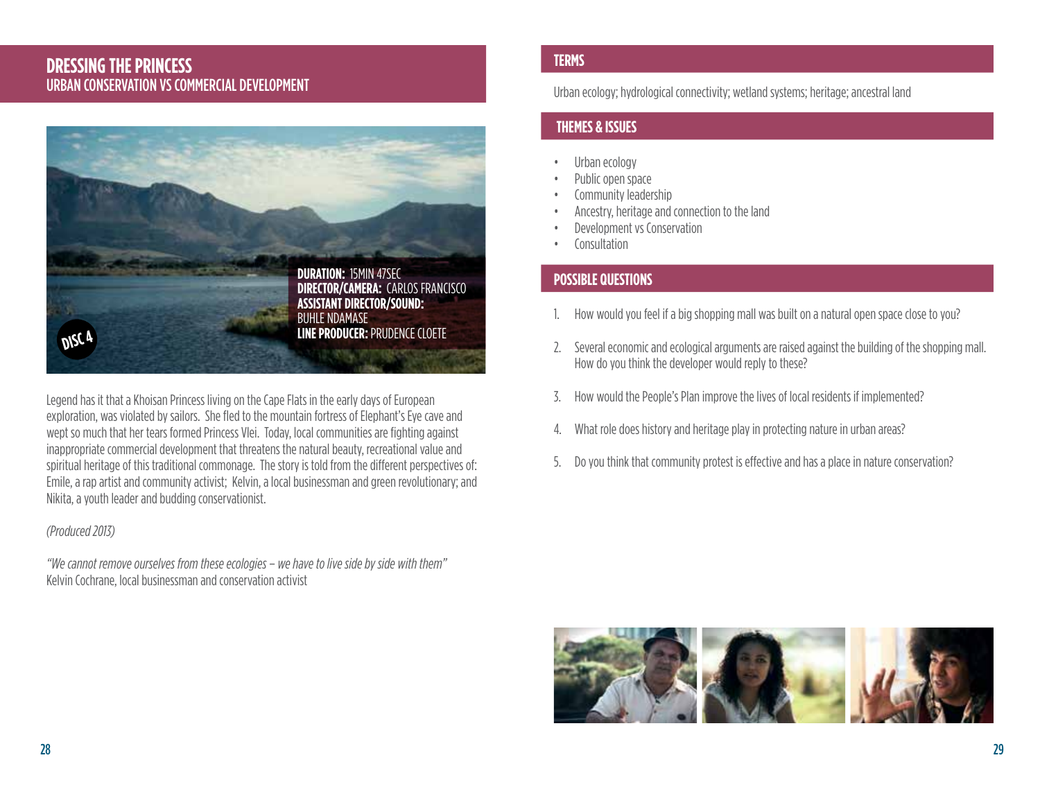# DRESSING THE PRINCESS

## URBAN CONSERVATION VS COMMERCIAL DEVELOPMENT

**DURATION:** 15MIN 47SEC
**DIRECTOR/CAMERA:** CARLOS FRANCISCO
**ASSISTANT DIRECTOR/SOUND:** BUHLE NDAMASE
**LINE PRODUCER:** PRUDENCE CLOETE

DISC 4

Legend has it that a Khoisan Princess living on the Cape Flats in the early days of European exploration, was violated by sailors. She fled to the mountain fortress of Elephant's Eye cave and wept so much that her tears formed Princess Vlei. Today, local communities are fighting against inappropriate commercial development that threatens the natural beauty, recreational value and spiritual heritage of this traditional commonage. The story is told from the different perspectives of: Emile, a rap artist and community activist; Kelvin, a local businessman and green revolutionary; and Nikita, a youth leader and budding conservationist.

*(Produced 2013)*

*"We cannot remove ourselves from these ecologies – we have to live side by side with them"*
Kelvin Cochrane, local businessman and conservation activist

## TERMS

Urban ecology; hydrological connectivity; wetland systems; heritage; ancestral land

## THEMES & ISSUES

- Urban ecology
- Public open space
- Community leadership
- Ancestry, heritage and connection to the land
- Development vs Conservation
- Consultation

## POSSIBLE QUESTIONS

1. How would you feel if a big shopping mall was built on a natural open space close to you?
2. Several economic and ecological arguments are raised against the building of the shopping mall. How do you think the developer would reply to these?
3. How would the People's Plan improve the lives of local residents if implemented?
4. What role does history and heritage play in protecting nature in urban areas?
5. Do you think that community protest is effective and has a place in nature conservation?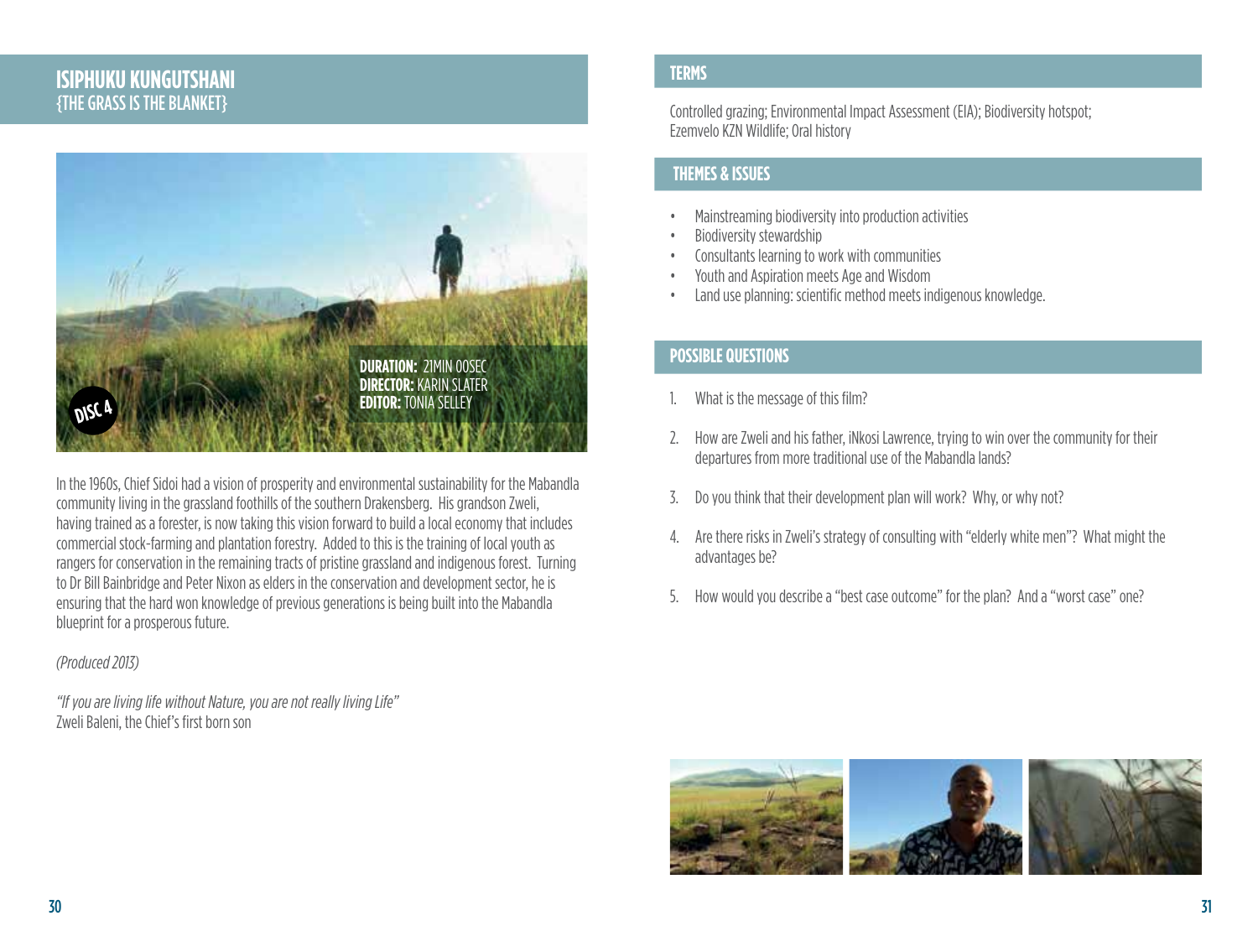# ISIPHUKU KUNGUTSHANI
{THE GRASS IS THE BLANKET}

**DURATION:** 21MIN 00SEC
**DIRECTOR:** KARIN SLATER
**EDITOR:** TONIA SELLEY

DISC 4

In the 1960s, Chief Sidoi had a vision of prosperity and environmental sustainability for the Mabandla community living in the grassland foothills of the southern Drakensberg. His grandson Zweli, having trained as a forester, is now taking this vision forward to build a local economy that includes commercial stock-farming and plantation forestry. Added to this is the training of local youth as rangers for conservation in the remaining tracts of pristine grassland and indigenous forest. Turning to Dr Bill Bainbridge and Peter Nixon as elders in the conservation and development sector, he is ensuring that the hard won knowledge of previous generations is being built into the Mabandla blueprint for a prosperous future.

*(Produced 2013)*

*"If you are living life without Nature, you are not really living Life"*
Zweli Baleni, the Chief's first born son

## TERMS

Controlled grazing; Environmental Impact Assessment (EIA); Biodiversity hotspot; Ezemvelo KZN Wildlife; Oral history

## THEMES & ISSUES

- Mainstreaming biodiversity into production activities
- Biodiversity stewardship
- Consultants learning to work with communities
- Youth and Aspiration meets Age and Wisdom
- Land use planning: scientific method meets indigenous knowledge.

## POSSIBLE QUESTIONS

1. What is the message of this film?
2. How are Zweli and his father, iNkosi Lawrence, trying to win over the community for their departures from more traditional use of the Mabandla lands?
3. Do you think that their development plan will work? Why, or why not?
4. Are there risks in Zweli's strategy of consulting with "elderly white men"? What might the advantages be?
5. How would you describe a "best case outcome" for the plan? And a "worst case" one?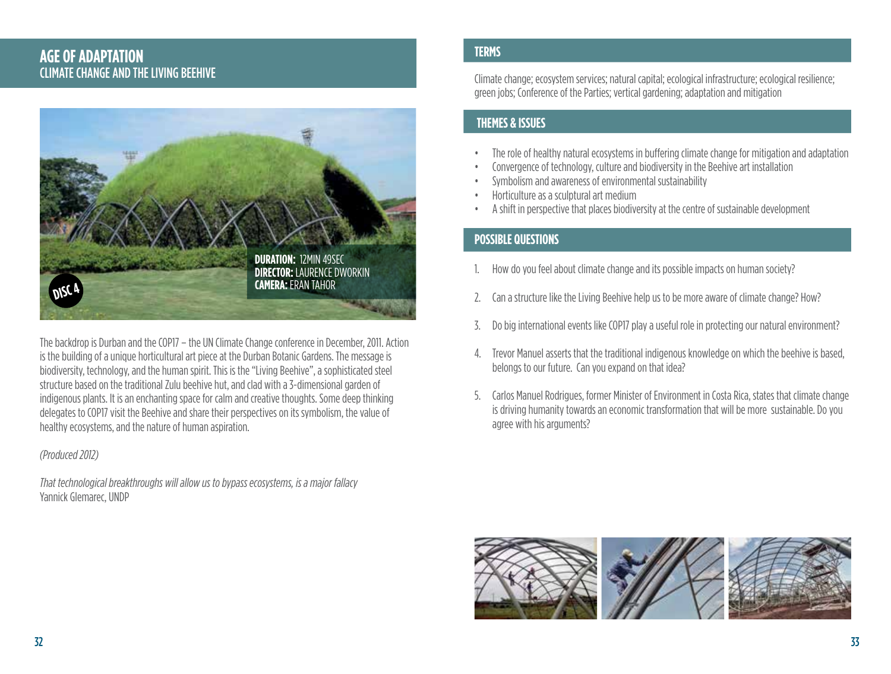## AGE OF ADAPTATION
### CLIMATE CHANGE AND THE LIVING BEEHIVE

DISC 4

**DURATION:** 12MIN 49SEC
**DIRECTOR:** LAURENCE DWORKIN
**CAMERA:** ERAN TAHOR

The backdrop is Durban and the COP17 – the UN Climate Change conference in December, 2011. Action is the building of a unique horticultural art piece at the Durban Botanic Gardens. The message is biodiversity, technology, and the human spirit. This is the "Living Beehive", a sophisticated steel structure based on the traditional Zulu beehive hut, and clad with a 3-dimensional garden of indigenous plants. It is an enchanting space for calm and creative thoughts. Some deep thinking delegates to COP17 visit the Beehive and share their perspectives on its symbolism, the value of healthy ecosystems, and the nature of human aspiration.

*(Produced 2012)*

*That technological breakthroughs will allow us to bypass ecosystems, is a major fallacy*
Yannick Glemarec, UNDP

### TERMS

Climate change; ecosystem services; natural capital; ecological infrastructure; ecological resilience; green jobs; Conference of the Parties; vertical gardening; adaptation and mitigation

### THEMES & ISSUES

- The role of healthy natural ecosystems in buffering climate change for mitigation and adaptation
- Convergence of technology, culture and biodiversity in the Beehive art installation
- Symbolism and awareness of environmental sustainability
- Horticulture as a sculptural art medium
- A shift in perspective that places biodiversity at the centre of sustainable development

### POSSIBLE QUESTIONS

1. How do you feel about climate change and its possible impacts on human society?
2. Can a structure like the Living Beehive help us to be more aware of climate change? How?
3. Do big international events like COP17 play a useful role in protecting our natural environment?
4. Trevor Manuel asserts that the traditional indigenous knowledge on which the beehive is based, belongs to our future. Can you expand on that idea?
5. Carlos Manuel Rodrigues, former Minister of Environment in Costa Rica, states that climate change is driving humanity towards an economic transformation that will be more sustainable. Do you agree with his arguments?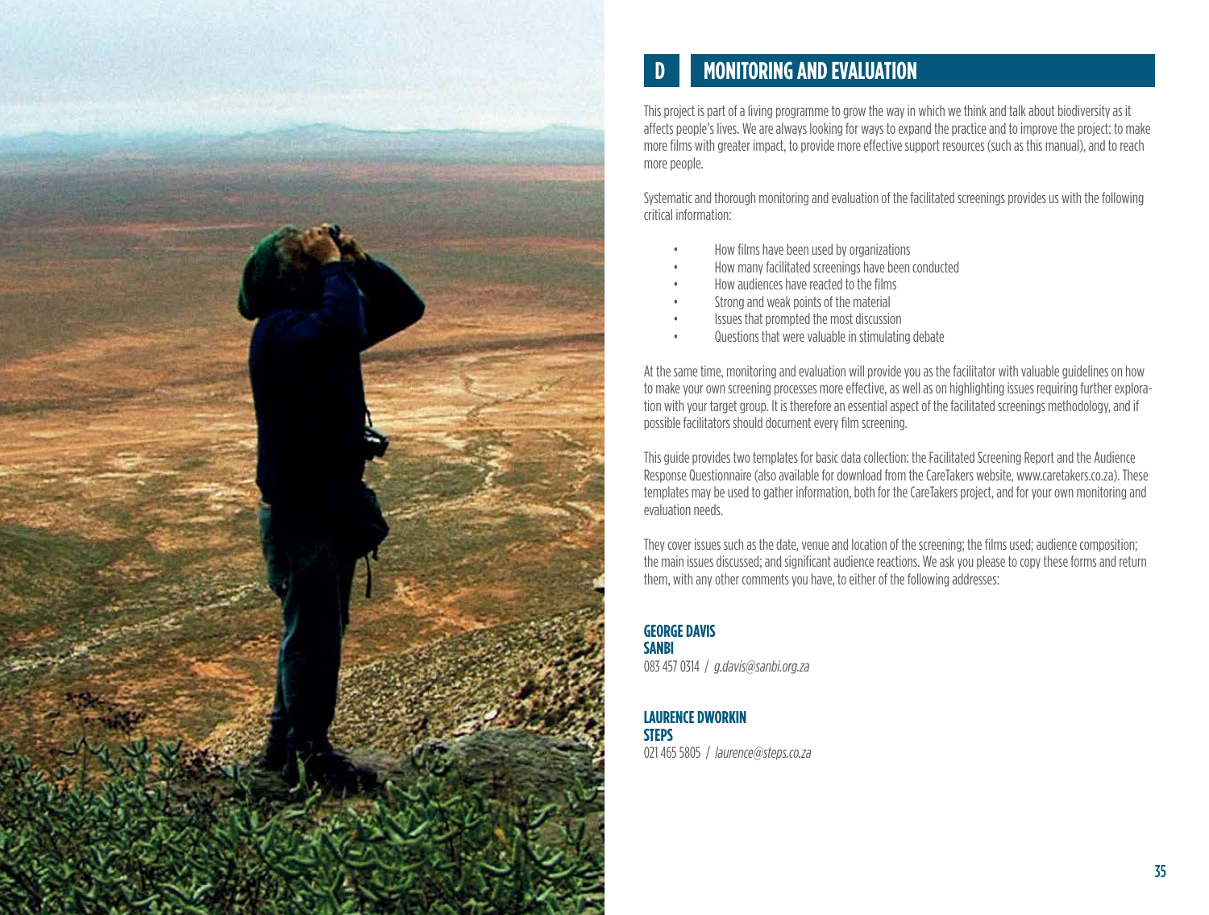# D MONITORING AND EVALUATION

This project is part of a living programme to grow the way in which we think and talk about biodiversity as it affects people's lives. We are always looking for ways to expand the practice and to improve the project: to make more films with greater impact, to provide more effective support resources (such as this manual), and to reach more people.

Systematic and thorough monitoring and evaluation of the facilitated screenings provides us with the following critical information:

- How films have been used by organizations
- How many facilitated screenings have been conducted
- How audiences have reacted to the films
- Strong and weak points of the material
- Issues that prompted the most discussion
- Questions that were valuable in stimulating debate

At the same time, monitoring and evaluation will provide you as the facilitator with valuable guidelines on how to make your own screening processes more effective, as well as on highlighting issues requiring further exploration with your target group. It is therefore an essential aspect of the facilitated screenings methodology, and if possible facilitators should document every film screening.

This guide provides two templates for basic data collection: the Facilitated Screening Report and the Audience Response Questionnaire (also available for download from the CareTakers website, www.caretakers.co.za). These templates may be used to gather information, both for the CareTakers project, and for your own monitoring and evaluation needs.

They cover issues such as the date, venue and location of the screening; the films used; audience composition; the main issues discussed; and significant audience reactions. We ask you please to copy these forms and return them, with any other comments you have, to either of the following addresses:

**GEORGE DAVIS**
**SANBI**
083 457 0314 / *g.davis@sanbi.org.za*

**LAURENCE DWORKIN**
**STEPS**
021 465 5805 / *laurence@steps.co.za*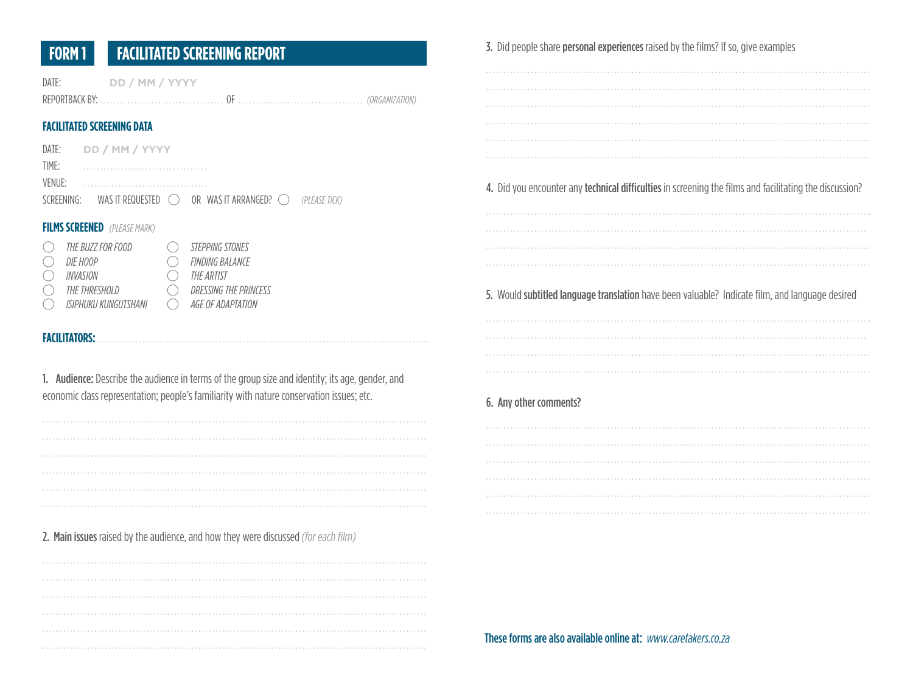# FORM 1 FACILITATED SCREENING REPORT

DATE: DD / MM / YYYY

REPORTBACK BY: .................................... OF .................................... *(ORGANIZATION)*

## FACILITATED SCREENING DATA

DATE: DD / MM / YYYY

TIME: ....................................

VENUE: ....................................

SCREENING: WAS IT REQUESTED ◯ OR WAS IT ARRANGED? ◯ *(PLEASE TICK)*

## FILMS SCREENED *(PLEASE MARK)*

- ◯ *THE BUZZ FOR FOOD*
- ◯ *DIE HOOP*
- ◯ *INVASION*
- ◯ *THE THRESHOLD*
- ◯ *ISIPHUKU KUNGUTSHANI*
- ◯ *STEPPING STONES*
- ◯ *FINDING BALANCE*
- ◯ *THE ARTIST*
- ◯ *DRESSING THE PRINCESS*
- ◯ *AGE OF ADAPTATION*

**FACILITATORS:** ....................................................................................................

**1. Audience:** Describe the audience in terms of the group size and identity; its age, gender, and economic class representation; people's familiarity with nature conservation issues; etc.

....................................................................................................

....................................................................................................

....................................................................................................

....................................................................................................

....................................................................................................

....................................................................................................

**2. Main issues** raised by the audience, and how they were discussed *(for each film)*

....................................................................................................

....................................................................................................

....................................................................................................

....................................................................................................

....................................................................................................

....................................................................................................

**3.** Did people share **personal experiences** raised by the films? If so, give examples

....................................................................................................

....................................................................................................

....................................................................................................

....................................................................................................

....................................................................................................

....................................................................................................

**4.** Did you encounter any **technical difficulties** in screening the films and facilitating the discussion?

....................................................................................................

....................................................................................................

....................................................................................................

....................................................................................................

**5.** Would **subtitled language translation** have been valuable? Indicate film, and language desired

....................................................................................................

....................................................................................................

....................................................................................................

....................................................................................................

**6. Any other comments?**

....................................................................................................

....................................................................................................

....................................................................................................

....................................................................................................

....................................................................................................

....................................................................................................

**These forms are also available online at:** *www.caretakers.co.za*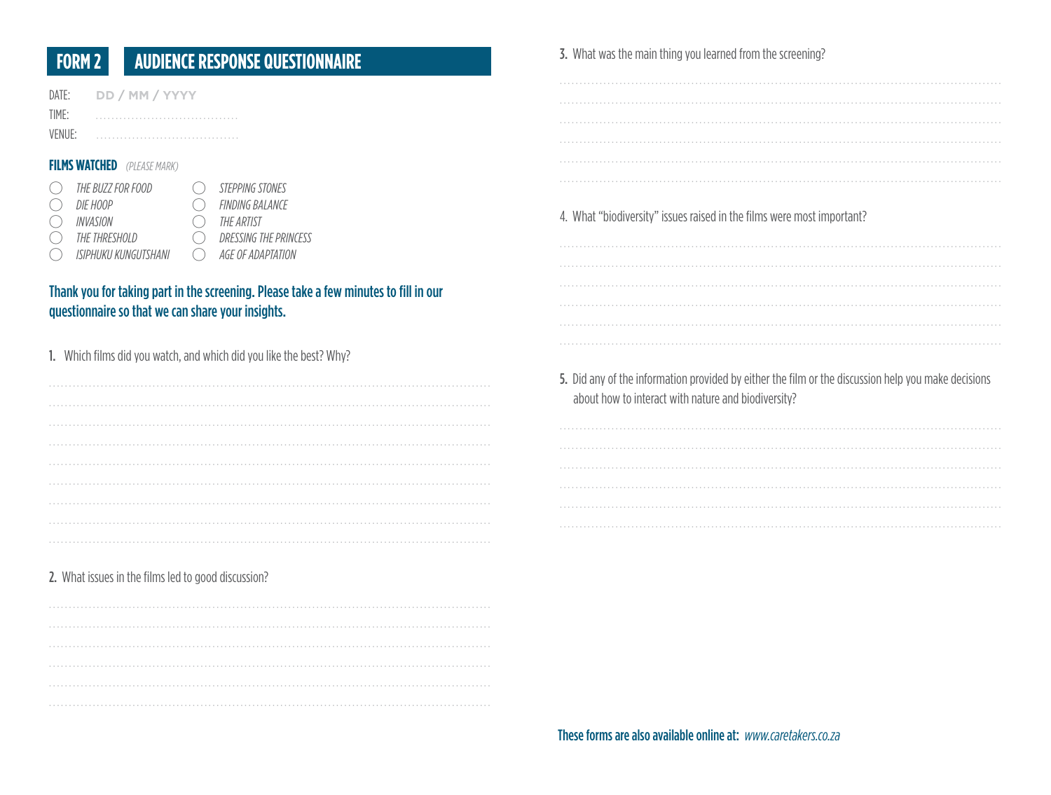# FORM 2 AUDIENCE RESPONSE QUESTIONNAIRE

DATE: DD / MM / YYYY

TIME: ..................................

VENUE: ..................................

**FILMS WATCHED** *(PLEASE MARK)*

- ◯ *THE BUZZ FOR FOOD*
- ◯ *DIE HOOP*
- ◯ *INVASION*
- ◯ *THE THRESHOLD*
- ◯ *ISIPHUKU KUNGUTSHANI*
- ◯ *STEPPING STONES*
- ◯ *FINDING BALANCE*
- ◯ *THE ARTIST*
- ◯ *DRESSING THE PRINCESS*
- ◯ *AGE OF ADAPTATION*

**Thank you for taking part in the screening. Please take a few minutes to fill in our questionnaire so that we can share your insights.**

1. Which films did you watch, and which did you like the best? Why?

..................................................................................................

..................................................................................................

..................................................................................................

..................................................................................................

..................................................................................................

..................................................................................................

..................................................................................................

..................................................................................................

..................................................................................................

2. What issues in the films led to good discussion?

..................................................................................................

..................................................................................................

..................................................................................................

..................................................................................................

..................................................................................................

..................................................................................................

3. What was the main thing you learned from the screening?

..................................................................................................

..................................................................................................

..................................................................................................

..................................................................................................

..................................................................................................

..................................................................................................

4. What "biodiversity" issues raised in the films were most important?

..................................................................................................

..................................................................................................

..................................................................................................

..................................................................................................

..................................................................................................

..................................................................................................

5. Did any of the information provided by either the film or the discussion help you make decisions about how to interact with nature and biodiversity?

..................................................................................................

..................................................................................................

..................................................................................................

..................................................................................................

..................................................................................................

..................................................................................................

**These forms are also available online at:** *www.caretakers.co.za*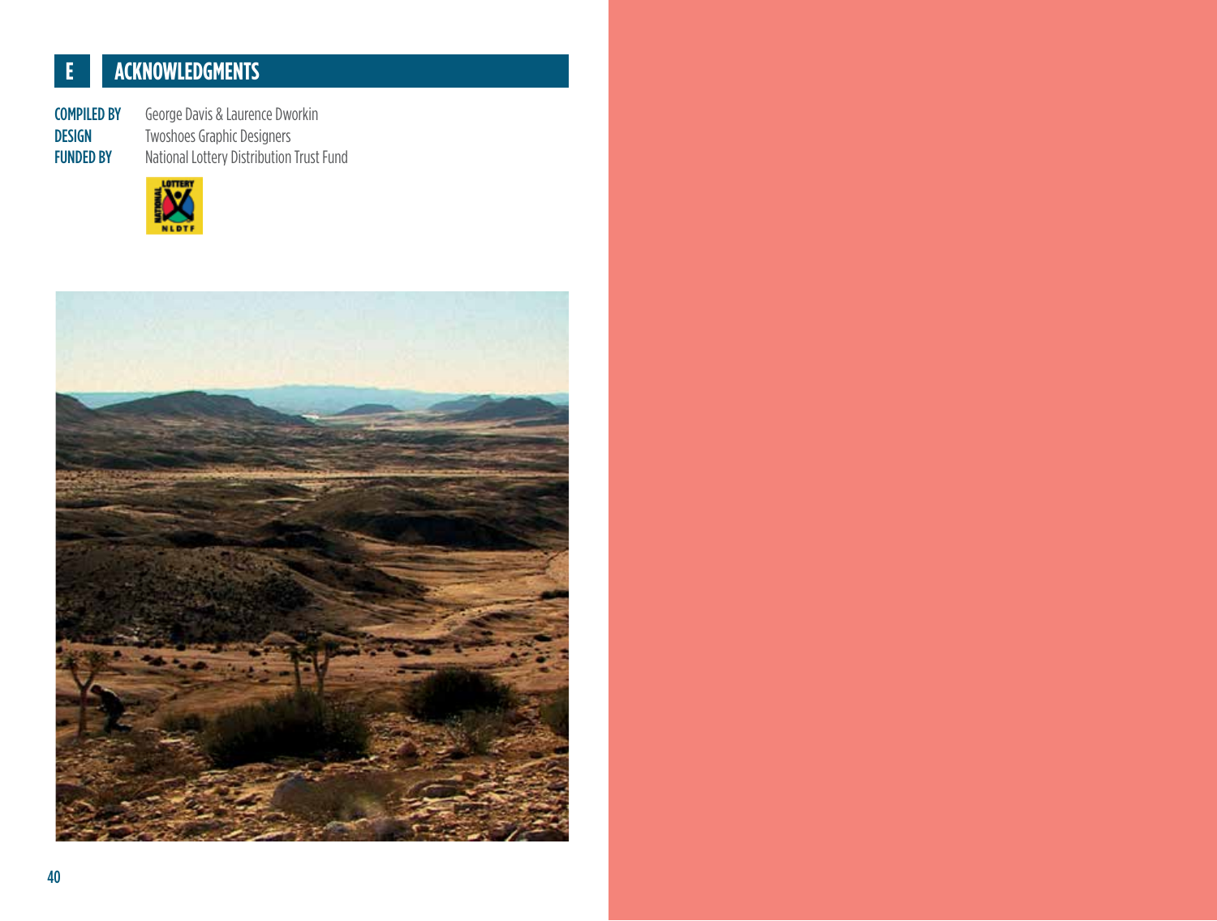## E ACKNOWLEDGMENTS

**COMPILED BY** George Davis & Laurence Dworkin
**DESIGN** Twoshoes Graphic Designers
**FUNDED BY** National Lottery Distribution Trust Fund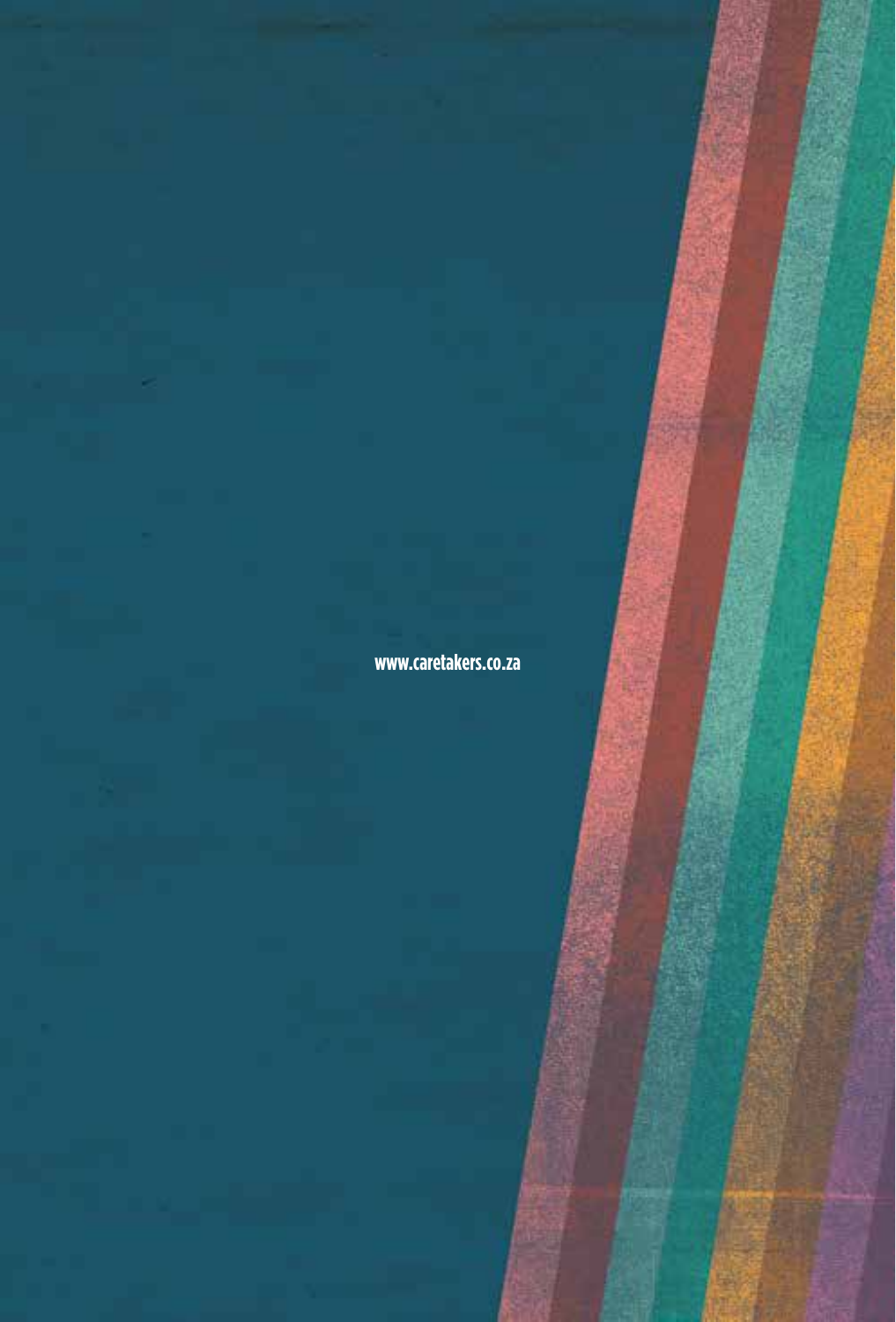www.caretakers.co.za